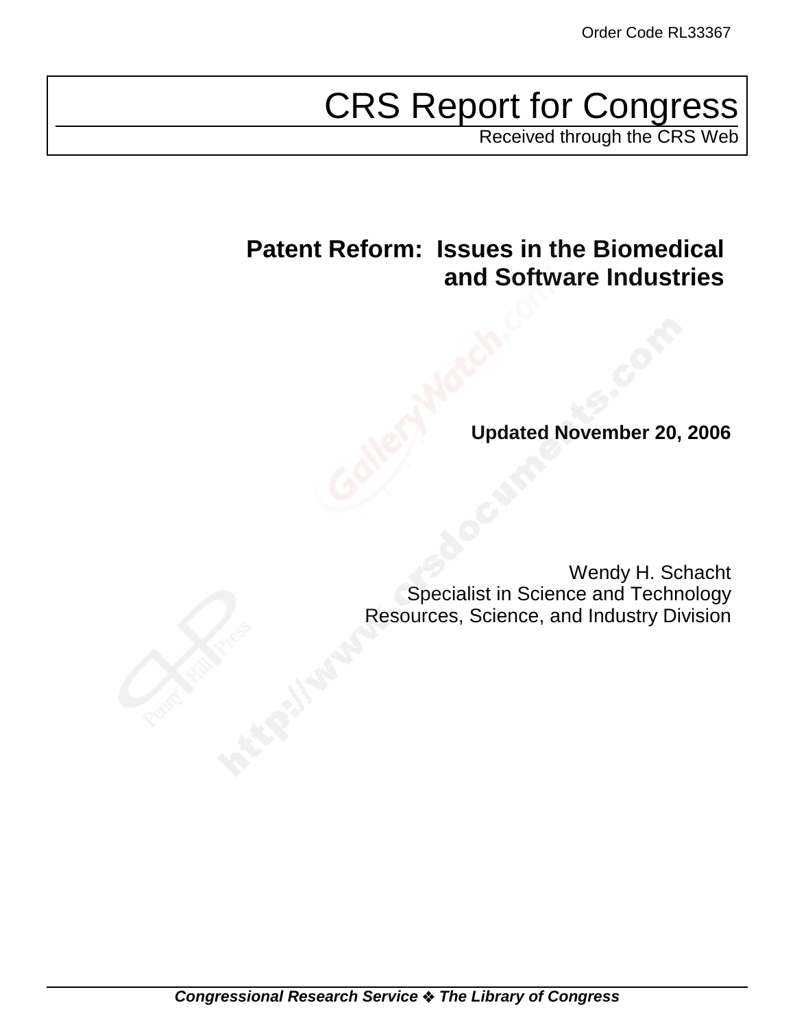Order Code RL33367

# CRS Report for Congress

Received through the CRS Web

## Patent Reform: Issues in the Biomedical and Software Industries

**Updated November 20, 2006**

Wendy H. Schacht
Specialist in Science and Technology
Resources, Science, and Industry Division

***Congressional Research Service ❖ The Library of Congress***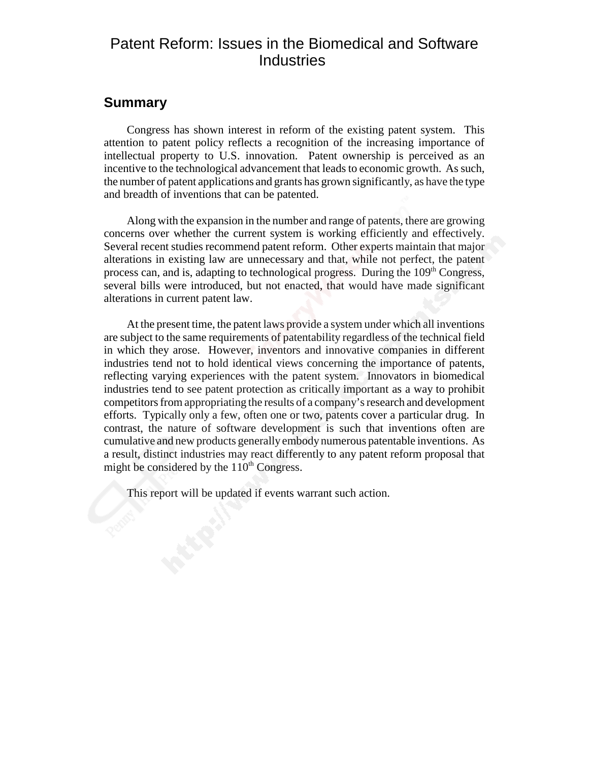# Patent Reform: Issues in the Biomedical and Software Industries

## Summary

Congress has shown interest in reform of the existing patent system. This attention to patent policy reflects a recognition of the increasing importance of intellectual property to U.S. innovation. Patent ownership is perceived as an incentive to the technological advancement that leads to economic growth. As such, the number of patent applications and grants has grown significantly, as have the type and breadth of inventions that can be patented.

Along with the expansion in the number and range of patents, there are growing concerns over whether the current system is working efficiently and effectively. Several recent studies recommend patent reform. Other experts maintain that major alterations in existing law are unnecessary and that, while not perfect, the patent process can, and is, adapting to technological progress. During the 109th Congress, several bills were introduced, but not enacted, that would have made significant alterations in current patent law.

At the present time, the patent laws provide a system under which all inventions are subject to the same requirements of patentability regardless of the technical field in which they arose. However, inventors and innovative companies in different industries tend not to hold identical views concerning the importance of patents, reflecting varying experiences with the patent system. Innovators in biomedical industries tend to see patent protection as critically important as a way to prohibit competitors from appropriating the results of a company's research and development efforts. Typically only a few, often one or two, patents cover a particular drug. In contrast, the nature of software development is such that inventions often are cumulative and new products generally embody numerous patentable inventions. As a result, distinct industries may react differently to any patent reform proposal that might be considered by the 110th Congress.

This report will be updated if events warrant such action.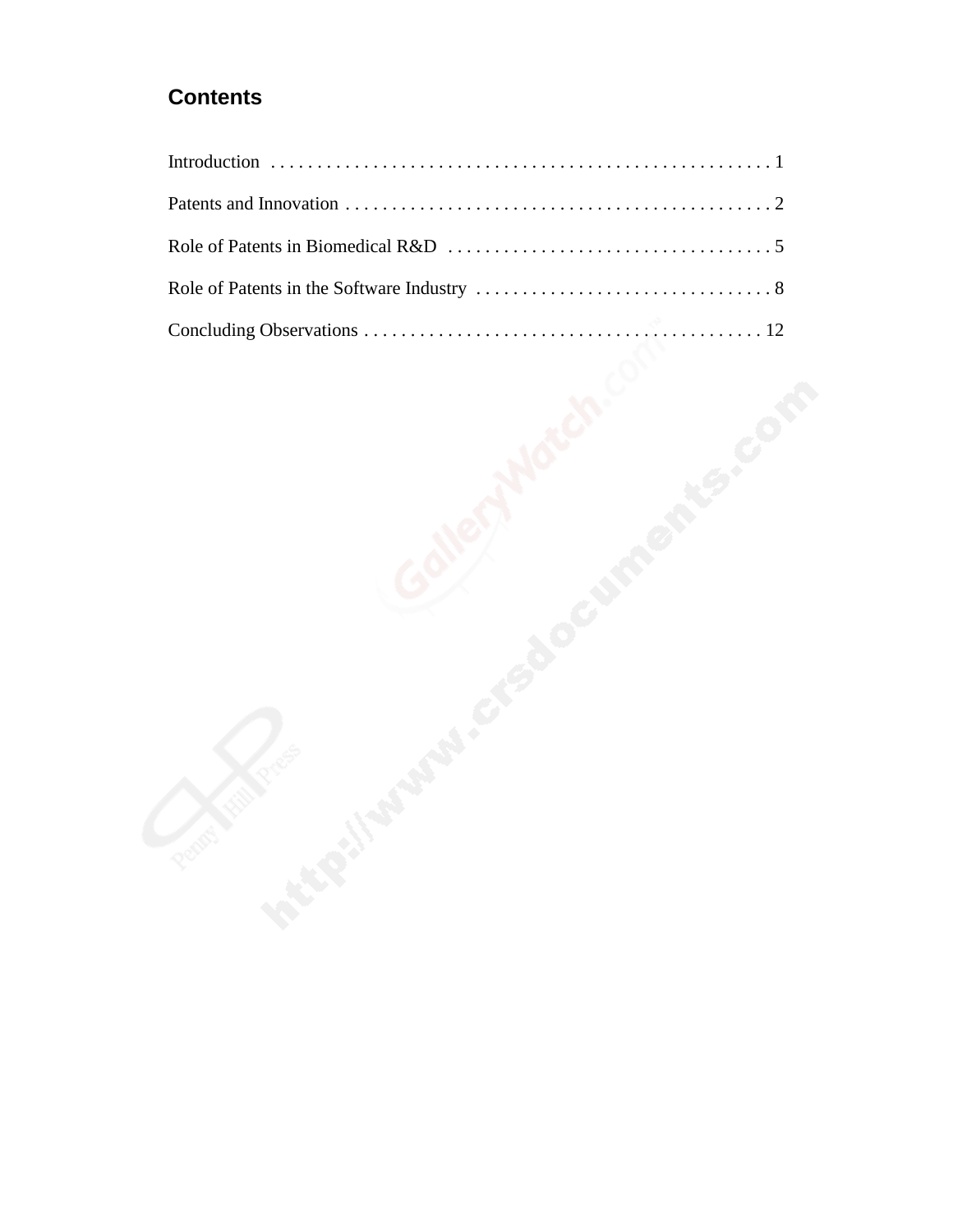## Contents

Introduction . . . . . . . . . . . . . . . . . . . . . . . . . . . . . . . . . . . . . . . . . . . . . . . . . . . . . . 1

Patents and Innovation . . . . . . . . . . . . . . . . . . . . . . . . . . . . . . . . . . . . . . . . . . . . . . . 2

Role of Patents in Biomedical R&D . . . . . . . . . . . . . . . . . . . . . . . . . . . . . . . . . . . 5

Role of Patents in the Software Industry . . . . . . . . . . . . . . . . . . . . . . . . . . . . . . . . 8

Concluding Observations . . . . . . . . . . . . . . . . . . . . . . . . . . . . . . . . . . . . . . . . . . . 12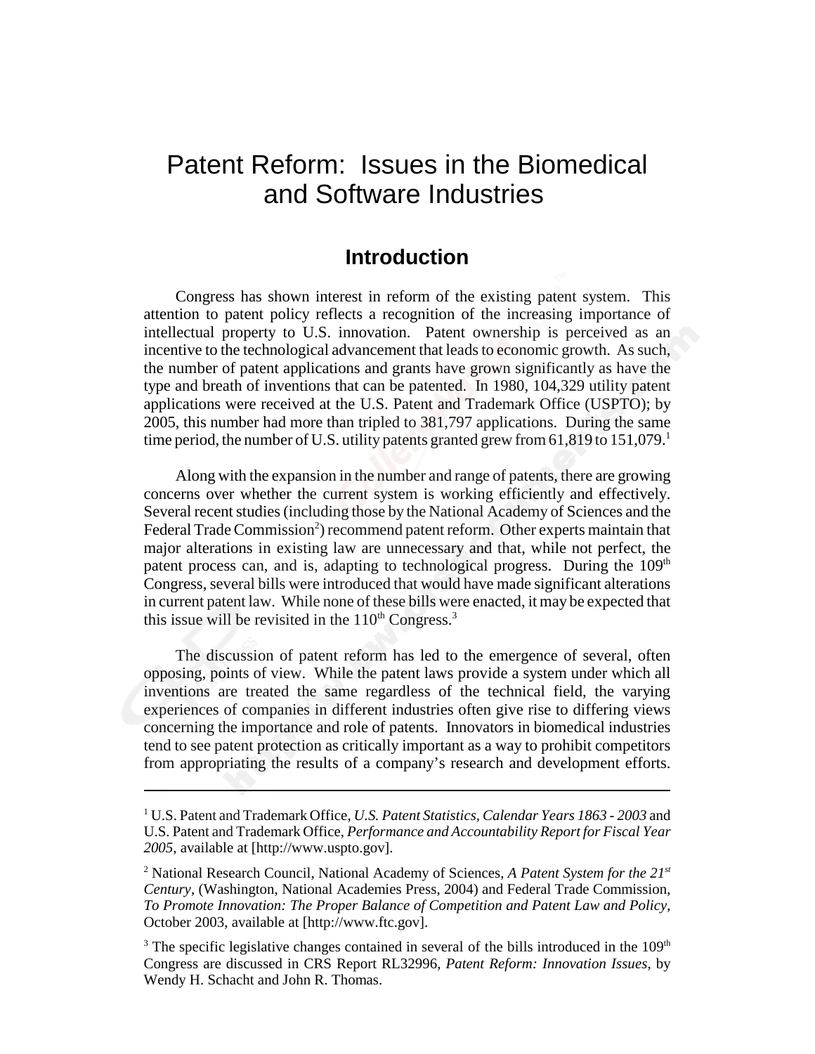# Patent Reform: Issues in the Biomedical and Software Industries

## Introduction

Congress has shown interest in reform of the existing patent system. This attention to patent policy reflects a recognition of the increasing importance of intellectual property to U.S. innovation. Patent ownership is perceived as an incentive to the technological advancement that leads to economic growth. As such, the number of patent applications and grants have grown significantly as have the type and breath of inventions that can be patented. In 1980, 104,329 utility patent applications were received at the U.S. Patent and Trademark Office (USPTO); by 2005, this number had more than tripled to 381,797 applications. During the same time period, the number of U.S. utility patents granted grew from 61,819 to 151,079.[1]

Along with the expansion in the number and range of patents, there are growing concerns over whether the current system is working efficiently and effectively. Several recent studies (including those by the National Academy of Sciences and the Federal Trade Commission[2]) recommend patent reform. Other experts maintain that major alterations in existing law are unnecessary and that, while not perfect, the patent process can, and is, adapting to technological progress. During the 109th Congress, several bills were introduced that would have made significant alterations in current patent law. While none of these bills were enacted, it may be expected that this issue will be revisited in the 110th Congress.[3]

The discussion of patent reform has led to the emergence of several, often opposing, points of view. While the patent laws provide a system under which all inventions are treated the same regardless of the technical field, the varying experiences of companies in different industries often give rise to differing views concerning the importance and role of patents. Innovators in biomedical industries tend to see patent protection as critically important as a way to prohibit competitors from appropriating the results of a company's research and development efforts.

---

[1] U.S. Patent and Trademark Office, *U.S. Patent Statistics, Calendar Years 1863 - 2003* and U.S. Patent and Trademark Office, *Performance and Accountability Report for Fiscal Year 2005*, available at [http://www.uspto.gov].

[2] National Research Council, National Academy of Sciences, *A Patent System for the 21st Century*, (Washington, National Academies Press, 2004) and Federal Trade Commission, *To Promote Innovation: The Proper Balance of Competition and Patent Law and Policy*, October 2003, available at [http://www.ftc.gov].

[3] The specific legislative changes contained in several of the bills introduced in the 109th Congress are discussed in CRS Report RL32996, *Patent Reform: Innovation Issues*, by Wendy H. Schacht and John R. Thomas.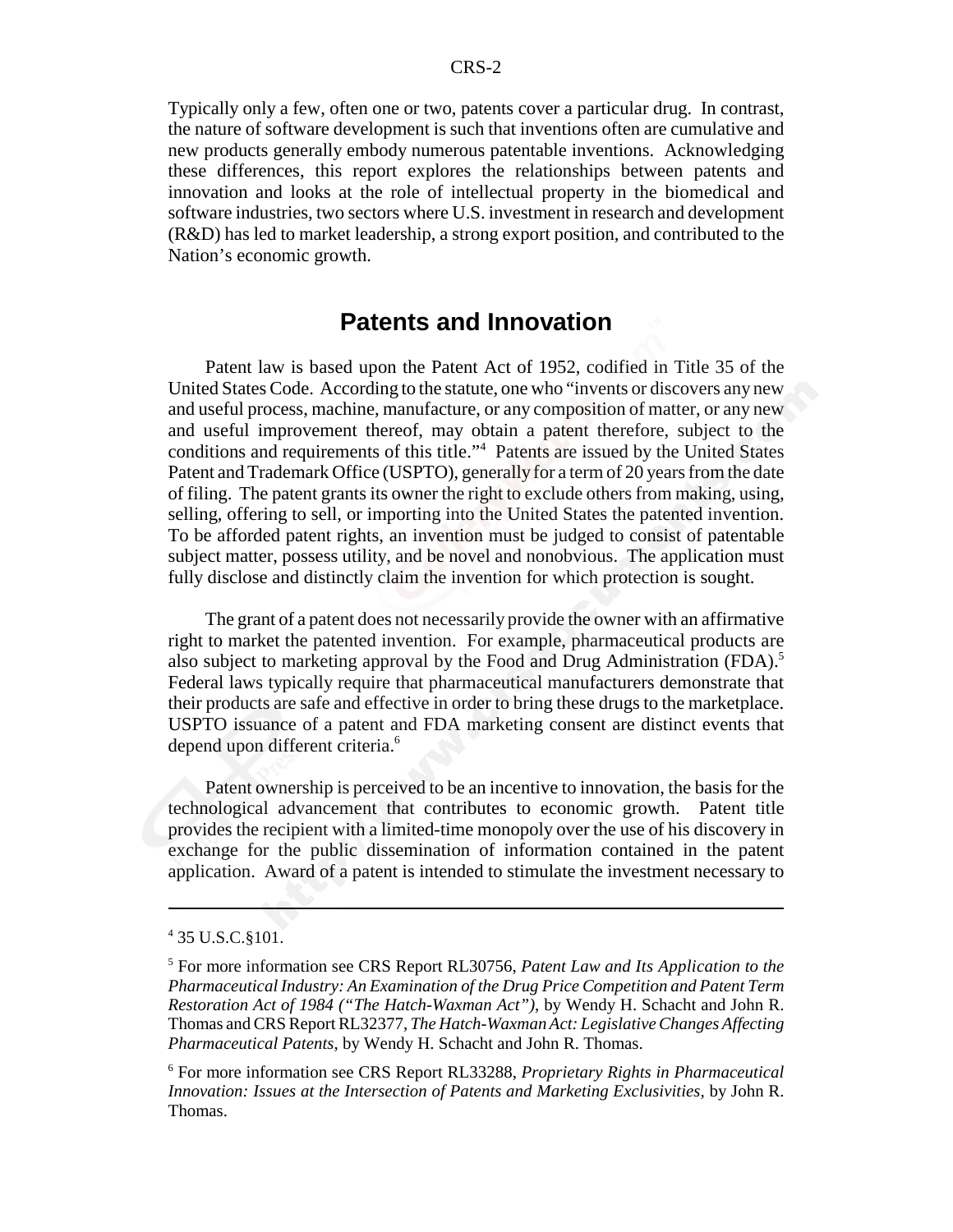Typically only a few, often one or two, patents cover a particular drug. In contrast, the nature of software development is such that inventions often are cumulative and new products generally embody numerous patentable inventions. Acknowledging these differences, this report explores the relationships between patents and innovation and looks at the role of intellectual property in the biomedical and software industries, two sectors where U.S. investment in research and development (R&D) has led to market leadership, a strong export position, and contributed to the Nation's economic growth.

## Patents and Innovation

Patent law is based upon the Patent Act of 1952, codified in Title 35 of the United States Code. According to the statute, one who "invents or discovers any new and useful process, machine, manufacture, or any composition of matter, or any new and useful improvement thereof, may obtain a patent therefore, subject to the conditions and requirements of this title."[4] Patents are issued by the United States Patent and Trademark Office (USPTO), generally for a term of 20 years from the date of filing. The patent grants its owner the right to exclude others from making, using, selling, offering to sell, or importing into the United States the patented invention. To be afforded patent rights, an invention must be judged to consist of patentable subject matter, possess utility, and be novel and nonobvious. The application must fully disclose and distinctly claim the invention for which protection is sought.

The grant of a patent does not necessarily provide the owner with an affirmative right to market the patented invention. For example, pharmaceutical products are also subject to marketing approval by the Food and Drug Administration (FDA).[5] Federal laws typically require that pharmaceutical manufacturers demonstrate that their products are safe and effective in order to bring these drugs to the marketplace. USPTO issuance of a patent and FDA marketing consent are distinct events that depend upon different criteria.[6]

Patent ownership is perceived to be an incentive to innovation, the basis for the technological advancement that contributes to economic growth. Patent title provides the recipient with a limited-time monopoly over the use of his discovery in exchange for the public dissemination of information contained in the patent application. Award of a patent is intended to stimulate the investment necessary to

---

[4] 35 U.S.C.§101.

[5] For more information see CRS Report RL30756, *Patent Law and Its Application to the Pharmaceutical Industry: An Examination of the Drug Price Competition and Patent Term Restoration Act of 1984 ("The Hatch-Waxman Act")*, by Wendy H. Schacht and John R. Thomas and CRS Report RL32377, *The Hatch-Waxman Act: Legislative Changes Affecting Pharmaceutical Patents*, by Wendy H. Schacht and John R. Thomas.

[6] For more information see CRS Report RL33288, *Proprietary Rights in Pharmaceutical Innovation: Issues at the Intersection of Patents and Marketing Exclusivities*, by John R. Thomas.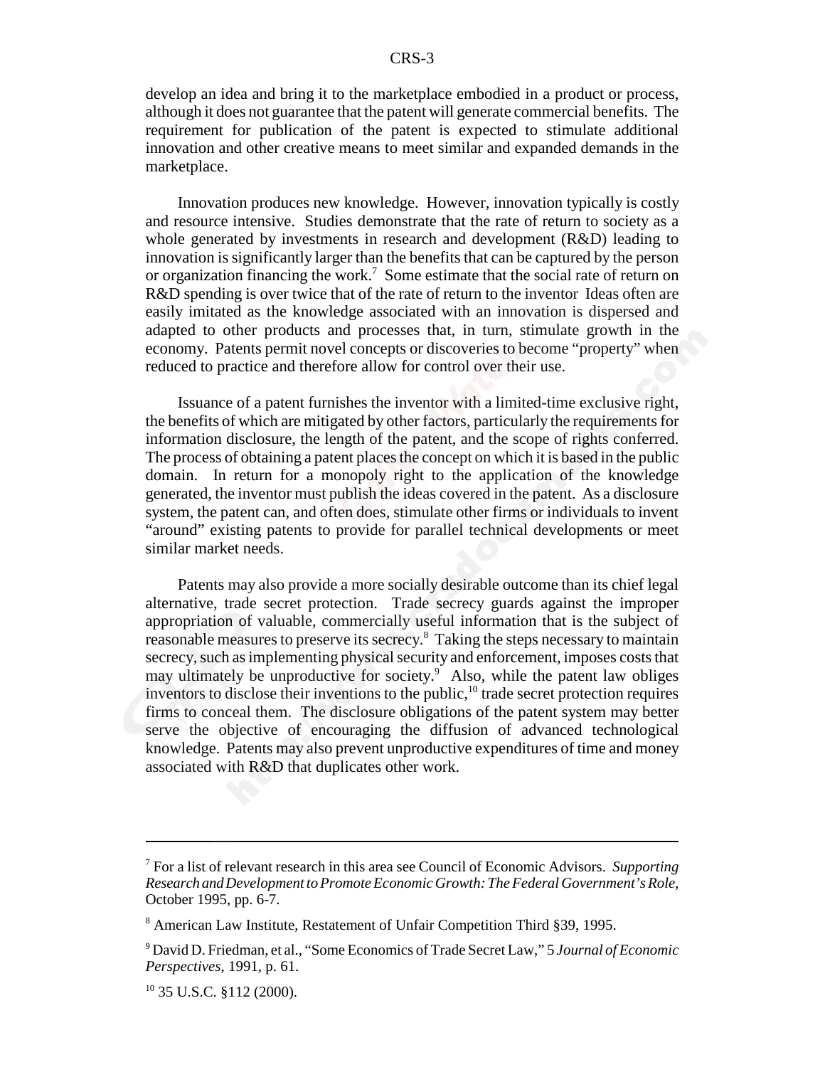develop an idea and bring it to the marketplace embodied in a product or process, although it does not guarantee that the patent will generate commercial benefits. The requirement for publication of the patent is expected to stimulate additional innovation and other creative means to meet similar and expanded demands in the marketplace.

Innovation produces new knowledge. However, innovation typically is costly and resource intensive. Studies demonstrate that the rate of return to society as a whole generated by investments in research and development (R&D) leading to innovation is significantly larger than the benefits that can be captured by the person or organization financing the work.[7] Some estimate that the social rate of return on R&D spending is over twice that of the rate of return to the inventor Ideas often are easily imitated as the knowledge associated with an innovation is dispersed and adapted to other products and processes that, in turn, stimulate growth in the economy. Patents permit novel concepts or discoveries to become "property" when reduced to practice and therefore allow for control over their use.

Issuance of a patent furnishes the inventor with a limited-time exclusive right, the benefits of which are mitigated by other factors, particularly the requirements for information disclosure, the length of the patent, and the scope of rights conferred. The process of obtaining a patent places the concept on which it is based in the public domain. In return for a monopoly right to the application of the knowledge generated, the inventor must publish the ideas covered in the patent. As a disclosure system, the patent can, and often does, stimulate other firms or individuals to invent "around" existing patents to provide for parallel technical developments or meet similar market needs.

Patents may also provide a more socially desirable outcome than its chief legal alternative, trade secret protection. Trade secrecy guards against the improper appropriation of valuable, commercially useful information that is the subject of reasonable measures to preserve its secrecy.[8] Taking the steps necessary to maintain secrecy, such as implementing physical security and enforcement, imposes costs that may ultimately be unproductive for society.[9] Also, while the patent law obliges inventors to disclose their inventions to the public,[10] trade secret protection requires firms to conceal them. The disclosure obligations of the patent system may better serve the objective of encouraging the diffusion of advanced technological knowledge. Patents may also prevent unproductive expenditures of time and money associated with R&D that duplicates other work.

---

[7] For a list of relevant research in this area see Council of Economic Advisors. *Supporting Research and Development to Promote Economic Growth: The Federal Government's Role*, October 1995, pp. 6-7.

[8] American Law Institute, Restatement of Unfair Competition Third §39, 1995.

[9] David D. Friedman, et al., "Some Economics of Trade Secret Law," 5 *Journal of Economic Perspectives*, 1991, p. 61.

[10] 35 U.S.C. §112 (2000).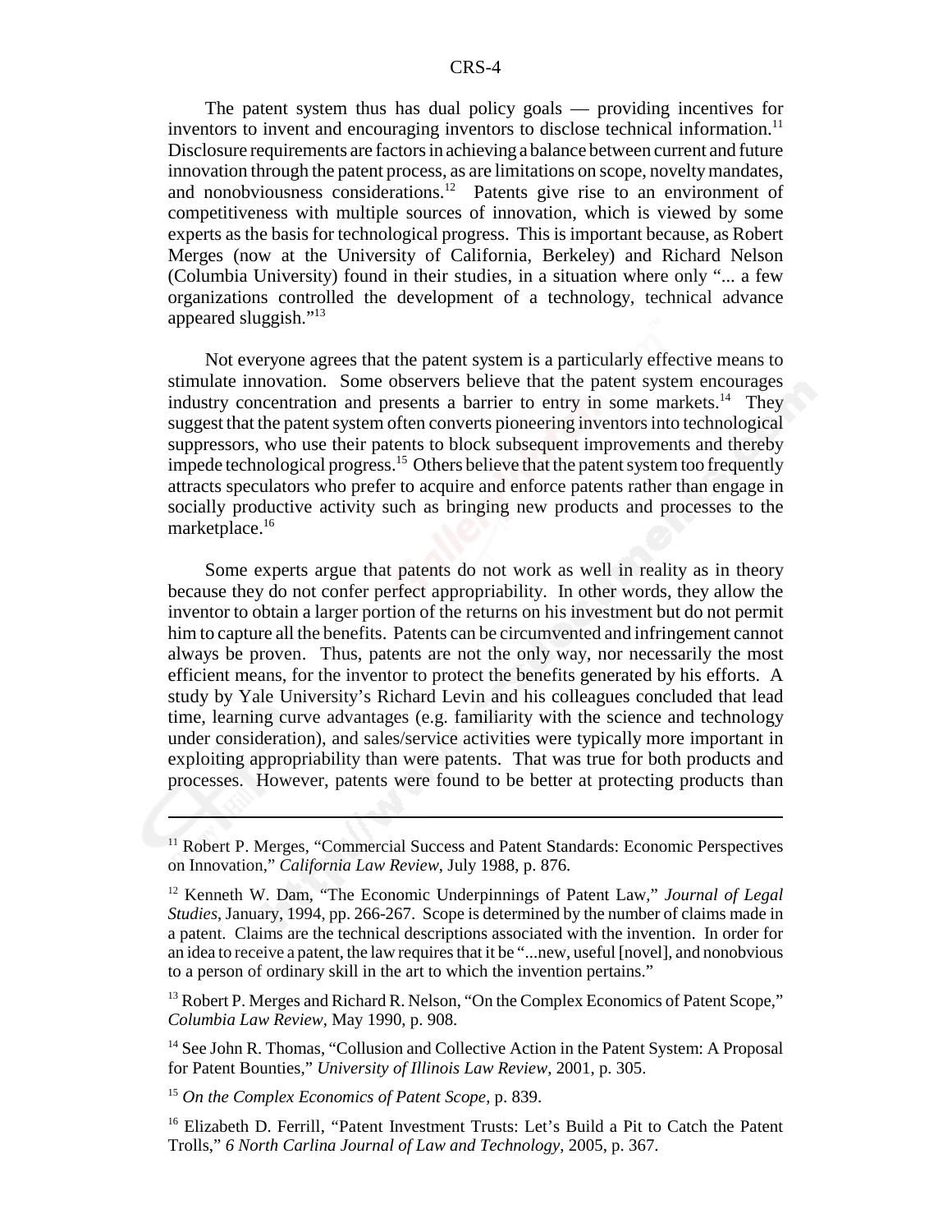The patent system thus has dual policy goals — providing incentives for inventors to invent and encouraging inventors to disclose technical information.[11] Disclosure requirements are factors in achieving a balance between current and future innovation through the patent process, as are limitations on scope, novelty mandates, and nonobviousness considerations.[12] Patents give rise to an environment of competitiveness with multiple sources of innovation, which is viewed by some experts as the basis for technological progress. This is important because, as Robert Merges (now at the University of California, Berkeley) and Richard Nelson (Columbia University) found in their studies, in a situation where only "... a few organizations controlled the development of a technology, technical advance appeared sluggish."[13]

Not everyone agrees that the patent system is a particularly effective means to stimulate innovation. Some observers believe that the patent system encourages industry concentration and presents a barrier to entry in some markets.[14] They suggest that the patent system often converts pioneering inventors into technological suppressors, who use their patents to block subsequent improvements and thereby impede technological progress.[15] Others believe that the patent system too frequently attracts speculators who prefer to acquire and enforce patents rather than engage in socially productive activity such as bringing new products and processes to the marketplace.[16]

Some experts argue that patents do not work as well in reality as in theory because they do not confer perfect appropriability. In other words, they allow the inventor to obtain a larger portion of the returns on his investment but do not permit him to capture all the benefits. Patents can be circumvented and infringement cannot always be proven. Thus, patents are not the only way, nor necessarily the most efficient means, for the inventor to protect the benefits generated by his efforts. A study by Yale University's Richard Levin and his colleagues concluded that lead time, learning curve advantages (e.g. familiarity with the science and technology under consideration), and sales/service activities were typically more important in exploiting appropriability than were patents. That was true for both products and processes. However, patents were found to be better at protecting products than

---

[11] Robert P. Merges, "Commercial Success and Patent Standards: Economic Perspectives on Innovation," *California Law Review*, July 1988, p. 876.

[12] Kenneth W. Dam, "The Economic Underpinnings of Patent Law," *Journal of Legal Studies*, January, 1994, pp. 266-267. Scope is determined by the number of claims made in a patent. Claims are the technical descriptions associated with the invention. In order for an idea to receive a patent, the law requires that it be "...new, useful [novel], and nonobvious to a person of ordinary skill in the art to which the invention pertains."

[13] Robert P. Merges and Richard R. Nelson, "On the Complex Economics of Patent Scope," *Columbia Law Review*, May 1990, p. 908.

[14] See John R. Thomas, "Collusion and Collective Action in the Patent System: A Proposal for Patent Bounties," *University of Illinois Law Review*, 2001, p. 305.

[15] *On the Complex Economics of Patent Scope*, p. 839.

[16] Elizabeth D. Ferrill, "Patent Investment Trusts: Let's Build a Pit to Catch the Patent Trolls," *6 North Carlina Journal of Law and Technology*, 2005, p. 367.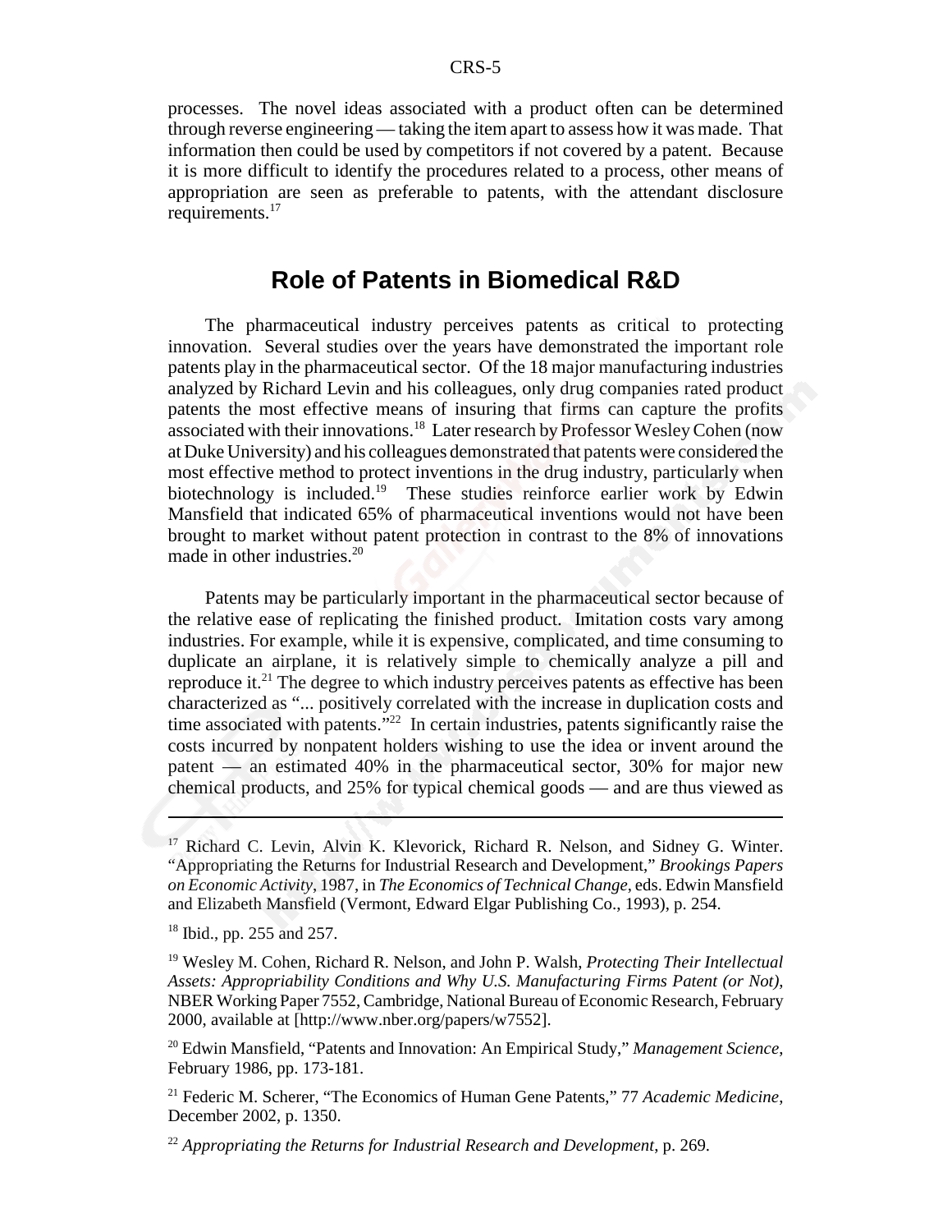processes. The novel ideas associated with a product often can be determined through reverse engineering — taking the item apart to assess how it was made. That information then could be used by competitors if not covered by a patent. Because it is more difficult to identify the procedures related to a process, other means of appropriation are seen as preferable to patents, with the attendant disclosure requirements.[17]

## Role of Patents in Biomedical R&D

The pharmaceutical industry perceives patents as critical to protecting innovation. Several studies over the years have demonstrated the important role patents play in the pharmaceutical sector. Of the 18 major manufacturing industries analyzed by Richard Levin and his colleagues, only drug companies rated product patents the most effective means of insuring that firms can capture the profits associated with their innovations.[18] Later research by Professor Wesley Cohen (now at Duke University) and his colleagues demonstrated that patents were considered the most effective method to protect inventions in the drug industry, particularly when biotechnology is included.[19] These studies reinforce earlier work by Edwin Mansfield that indicated 65% of pharmaceutical inventions would not have been brought to market without patent protection in contrast to the 8% of innovations made in other industries.[20]

Patents may be particularly important in the pharmaceutical sector because of the relative ease of replicating the finished product. Imitation costs vary among industries. For example, while it is expensive, complicated, and time consuming to duplicate an airplane, it is relatively simple to chemically analyze a pill and reproduce it.[21] The degree to which industry perceives patents as effective has been characterized as "... positively correlated with the increase in duplication costs and time associated with patents."[22] In certain industries, patents significantly raise the costs incurred by nonpatent holders wishing to use the idea or invent around the patent — an estimated 40% in the pharmaceutical sector, 30% for major new chemical products, and 25% for typical chemical goods — and are thus viewed as

---

[17] Richard C. Levin, Alvin K. Klevorick, Richard R. Nelson, and Sidney G. Winter. "Appropriating the Returns for Industrial Research and Development," *Brookings Papers on Economic Activity*, 1987, in *The Economics of Technical Change*, eds. Edwin Mansfield and Elizabeth Mansfield (Vermont, Edward Elgar Publishing Co., 1993), p. 254.

[18] Ibid., pp. 255 and 257.

[19] Wesley M. Cohen, Richard R. Nelson, and John P. Walsh, *Protecting Their Intellectual Assets: Appropriability Conditions and Why U.S. Manufacturing Firms Patent (or Not)*, NBER Working Paper 7552, Cambridge, National Bureau of Economic Research, February 2000, available at [http://www.nber.org/papers/w7552].

[20] Edwin Mansfield, "Patents and Innovation: An Empirical Study," *Management Science*, February 1986, pp. 173-181.

[21] Federic M. Scherer, "The Economics of Human Gene Patents," 77 *Academic Medicine*, December 2002, p. 1350.

[22] *Appropriating the Returns for Industrial Research and Development*, p. 269.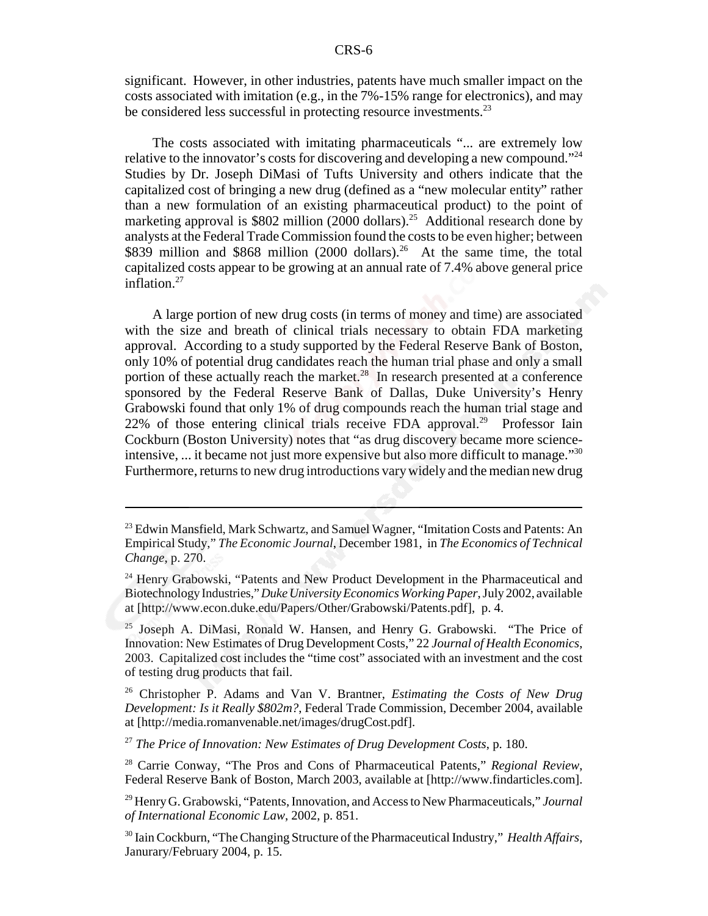significant. However, in other industries, patents have much smaller impact on the costs associated with imitation (e.g., in the 7%-15% range for electronics), and may be considered less successful in protecting resource investments.[23]

The costs associated with imitating pharmaceuticals "... are extremely low relative to the innovator's costs for discovering and developing a new compound."[24] Studies by Dr. Joseph DiMasi of Tufts University and others indicate that the capitalized cost of bringing a new drug (defined as a "new molecular entity" rather than a new formulation of an existing pharmaceutical product) to the point of marketing approval is $802 million (2000 dollars).[25] Additional research done by analysts at the Federal Trade Commission found the costs to be even higher; between $839 million and $868 million (2000 dollars).[26] At the same time, the total capitalized costs appear to be growing at an annual rate of 7.4% above general price inflation.[27]

A large portion of new drug costs (in terms of money and time) are associated with the size and breath of clinical trials necessary to obtain FDA marketing approval. According to a study supported by the Federal Reserve Bank of Boston, only 10% of potential drug candidates reach the human trial phase and only a small portion of these actually reach the market.[28] In research presented at a conference sponsored by the Federal Reserve Bank of Dallas, Duke University's Henry Grabowski found that only 1% of drug compounds reach the human trial stage and 22% of those entering clinical trials receive FDA approval.[29] Professor Iain Cockburn (Boston University) notes that "as drug discovery became more science-intensive, ... it became not just more expensive but also more difficult to manage."[30] Furthermore, returns to new drug introductions vary widely and the median new drug

---

[23] Edwin Mansfield, Mark Schwartz, and Samuel Wagner, "Imitation Costs and Patents: An Empirical Study," *The Economic Journal*, December 1981, in *The Economics of Technical Change*, p. 270.

[24] Henry Grabowski, "Patents and New Product Development in the Pharmaceutical and Biotechnology Industries," *Duke University Economics Working Paper*, July 2002, available at [http://www.econ.duke.edu/Papers/Other/Grabowski/Patents.pdf], p. 4.

[25] Joseph A. DiMasi, Ronald W. Hansen, and Henry G. Grabowski. "The Price of Innovation: New Estimates of Drug Development Costs," 22 *Journal of Health Economics*, 2003. Capitalized cost includes the "time cost" associated with an investment and the cost of testing drug products that fail.

[26] Christopher P. Adams and Van V. Brantner, *Estimating the Costs of New Drug Development: Is it Really $802m?*, Federal Trade Commission, December 2004, available at [http://media.romanvenable.net/images/drugCost.pdf].

[27] *The Price of Innovation: New Estimates of Drug Development Costs*, p. 180.

[28] Carrie Conway, "The Pros and Cons of Pharmaceutical Patents," *Regional Review*, Federal Reserve Bank of Boston, March 2003, available at [http://www.findarticles.com].

[29] Henry G. Grabowski, "Patents, Innovation, and Access to New Pharmaceuticals," *Journal of International Economic Law*, 2002, p. 851.

[30] Iain Cockburn, "The Changing Structure of the Pharmaceutical Industry," *Health Affairs*, Janurary/February 2004, p. 15.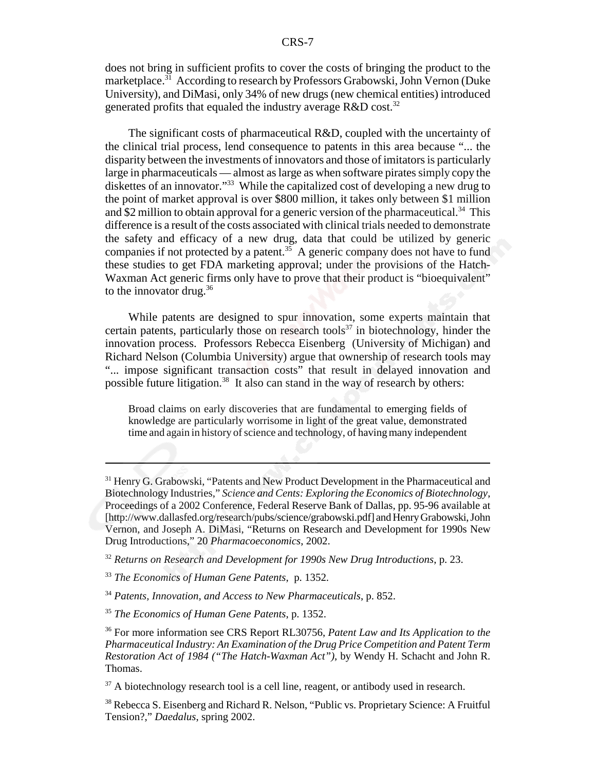does not bring in sufficient profits to cover the costs of bringing the product to the marketplace.[31] According to research by Professors Grabowski, John Vernon (Duke University), and DiMasi, only 34% of new drugs (new chemical entities) introduced generated profits that equaled the industry average R&D cost.[32]

The significant costs of pharmaceutical R&D, coupled with the uncertainty of the clinical trial process, lend consequence to patents in this area because "... the disparity between the investments of innovators and those of imitators is particularly large in pharmaceuticals — almost as large as when software pirates simply copy the diskettes of an innovator."[33] While the capitalized cost of developing a new drug to the point of market approval is over $800 million, it takes only between $1 million and $2 million to obtain approval for a generic version of the pharmaceutical.[34] This difference is a result of the costs associated with clinical trials needed to demonstrate the safety and efficacy of a new drug, data that could be utilized by generic companies if not protected by a patent.[35] A generic company does not have to fund these studies to get FDA marketing approval; under the provisions of the Hatch-Waxman Act generic firms only have to prove that their product is "bioequivalent" to the innovator drug.[36]

While patents are designed to spur innovation, some experts maintain that certain patents, particularly those on research tools[37] in biotechnology, hinder the innovation process. Professors Rebecca Eisenberg (University of Michigan) and Richard Nelson (Columbia University) argue that ownership of research tools may "... impose significant transaction costs" that result in delayed innovation and possible future litigation.[38] It also can stand in the way of research by others:

> Broad claims on early discoveries that are fundamental to emerging fields of knowledge are particularly worrisome in light of the great value, demonstrated time and again in history of science and technology, of having many independent

---

[31] Henry G. Grabowski, "Patents and New Product Development in the Pharmaceutical and Biotechnology Industries," *Science and Cents: Exploring the Economics of Biotechnology*, Proceedings of a 2002 Conference, Federal Reserve Bank of Dallas, pp. 95-96 available at [http://www.dallasfed.org/research/pubs/science/grabowski.pdf] and Henry Grabowski, John Vernon, and Joseph A. DiMasi, "Returns on Research and Development for 1990s New Drug Introductions," 20 *Pharmacoeconomics*, 2002.

[32] *Returns on Research and Development for 1990s New Drug Introductions*, p. 23.

[33] *The Economics of Human Gene Patents*, p. 1352.

[34] *Patents, Innovation, and Access to New Pharmaceuticals*, p. 852.

[35] *The Economics of Human Gene Patents*, p. 1352.

[36] For more information see CRS Report RL30756, *Patent Law and Its Application to the Pharmaceutical Industry: An Examination of the Drug Price Competition and Patent Term Restoration Act of 1984 ("The Hatch-Waxman Act")*, by Wendy H. Schacht and John R. Thomas.

[37] A biotechnology research tool is a cell line, reagent, or antibody used in research.

[38] Rebecca S. Eisenberg and Richard R. Nelson, "Public vs. Proprietary Science: A Fruitful Tension?," *Daedalus*, spring 2002.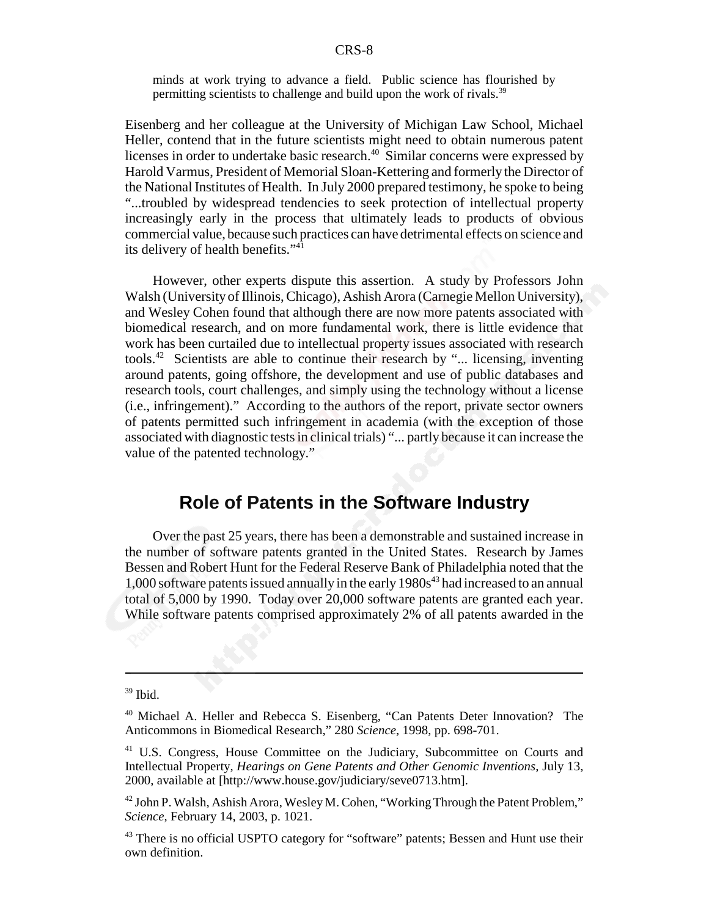minds at work trying to advance a field. Public science has flourished by permitting scientists to challenge and build upon the work of rivals.[39]

Eisenberg and her colleague at the University of Michigan Law School, Michael Heller, contend that in the future scientists might need to obtain numerous patent licenses in order to undertake basic research.[40] Similar concerns were expressed by Harold Varmus, President of Memorial Sloan-Kettering and formerly the Director of the National Institutes of Health. In July 2000 prepared testimony, he spoke to being "...troubled by widespread tendencies to seek protection of intellectual property increasingly early in the process that ultimately leads to products of obvious commercial value, because such practices can have detrimental effects on science and its delivery of health benefits."[41]

However, other experts dispute this assertion. A study by Professors John Walsh (University of Illinois, Chicago), Ashish Arora (Carnegie Mellon University), and Wesley Cohen found that although there are now more patents associated with biomedical research, and on more fundamental work, there is little evidence that work has been curtailed due to intellectual property issues associated with research tools.[42] Scientists are able to continue their research by "... licensing, inventing around patents, going offshore, the development and use of public databases and research tools, court challenges, and simply using the technology without a license (i.e., infringement)." According to the authors of the report, private sector owners of patents permitted such infringement in academia (with the exception of those associated with diagnostic tests in clinical trials) "... partly because it can increase the value of the patented technology."

## Role of Patents in the Software Industry

Over the past 25 years, there has been a demonstrable and sustained increase in the number of software patents granted in the United States. Research by James Bessen and Robert Hunt for the Federal Reserve Bank of Philadelphia noted that the 1,000 software patents issued annually in the early 1980s[43] had increased to an annual total of 5,000 by 1990. Today over 20,000 software patents are granted each year. While software patents comprised approximately 2% of all patents awarded in the

---

[39] Ibid.

[40] Michael A. Heller and Rebecca S. Eisenberg, "Can Patents Deter Innovation? The Anticommons in Biomedical Research," 280 *Science*, 1998, pp. 698-701.

[41] U.S. Congress, House Committee on the Judiciary, Subcommittee on Courts and Intellectual Property, *Hearings on Gene Patents and Other Genomic Inventions*, July 13, 2000, available at [http://www.house.gov/judiciary/seve0713.htm].

[42] John P. Walsh, Ashish Arora, Wesley M. Cohen, "Working Through the Patent Problem," *Science*, February 14, 2003, p. 1021.

[43] There is no official USPTO category for "software" patents; Bessen and Hunt use their own definition.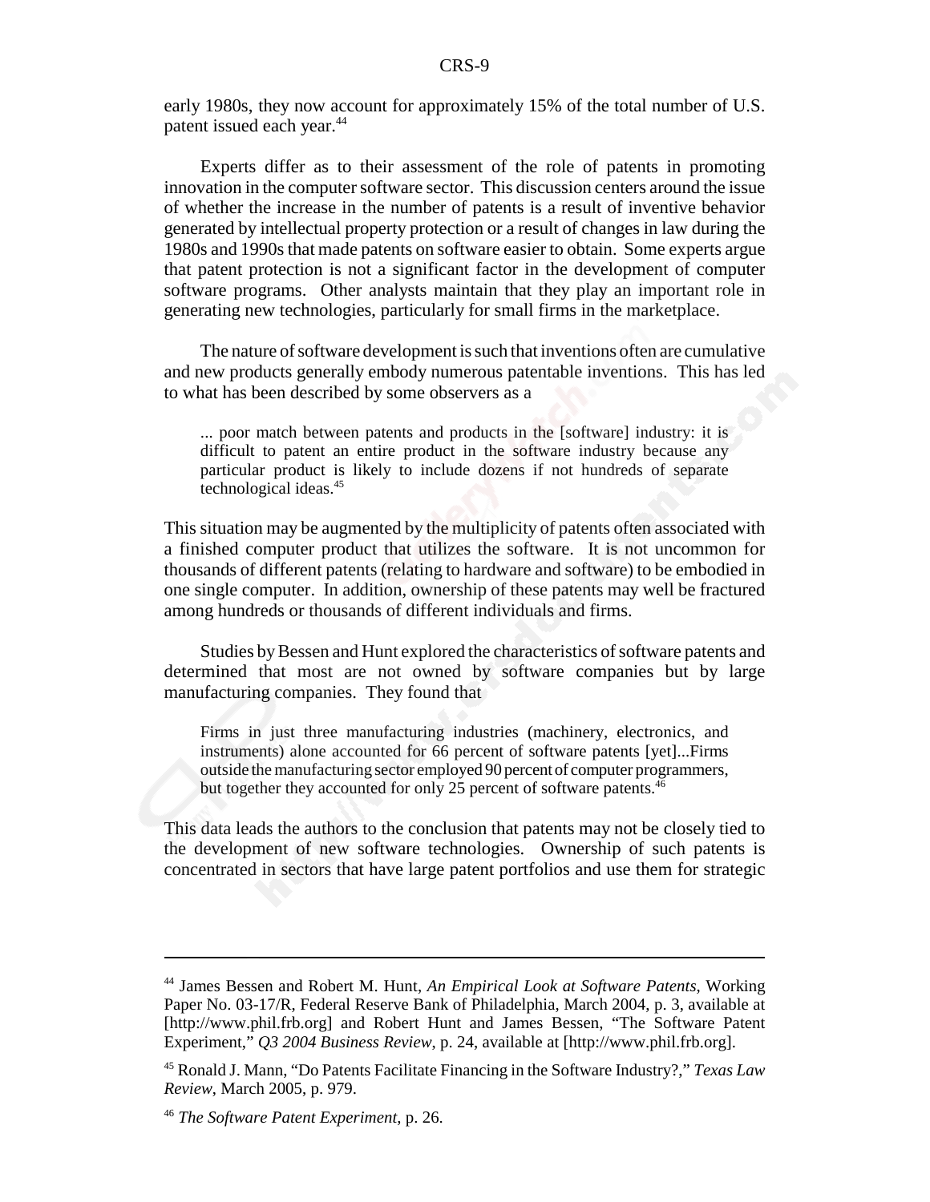early 1980s, they now account for approximately 15% of the total number of U.S. patent issued each year.[44]

Experts differ as to their assessment of the role of patents in promoting innovation in the computer software sector. This discussion centers around the issue of whether the increase in the number of patents is a result of inventive behavior generated by intellectual property protection or a result of changes in law during the 1980s and 1990s that made patents on software easier to obtain. Some experts argue that patent protection is not a significant factor in the development of computer software programs. Other analysts maintain that they play an important role in generating new technologies, particularly for small firms in the marketplace.

The nature of software development is such that inventions often are cumulative and new products generally embody numerous patentable inventions. This has led to what has been described by some observers as a

> ... poor match between patents and products in the [software] industry: it is difficult to patent an entire product in the software industry because any particular product is likely to include dozens if not hundreds of separate technological ideas.[45]

This situation may be augmented by the multiplicity of patents often associated with a finished computer product that utilizes the software. It is not uncommon for thousands of different patents (relating to hardware and software) to be embodied in one single computer. In addition, ownership of these patents may well be fractured among hundreds or thousands of different individuals and firms.

Studies by Bessen and Hunt explored the characteristics of software patents and determined that most are not owned by software companies but by large manufacturing companies. They found that

> Firms in just three manufacturing industries (machinery, electronics, and instruments) alone accounted for 66 percent of software patents [yet]...Firms outside the manufacturing sector employed 90 percent of computer programmers, but together they accounted for only 25 percent of software patents.[46]

This data leads the authors to the conclusion that patents may not be closely tied to the development of new software technologies. Ownership of such patents is concentrated in sectors that have large patent portfolios and use them for strategic

---

[44] James Bessen and Robert M. Hunt, *An Empirical Look at Software Patents*, Working Paper No. 03-17/R, Federal Reserve Bank of Philadelphia, March 2004, p. 3, available at [http://www.phil.frb.org] and Robert Hunt and James Bessen, "The Software Patent Experiment," *Q3 2004 Business Review*, p. 24, available at [http://www.phil.frb.org].

[45] Ronald J. Mann, "Do Patents Facilitate Financing in the Software Industry?," *Texas Law Review*, March 2005, p. 979.

[46] *The Software Patent Experiment*, p. 26.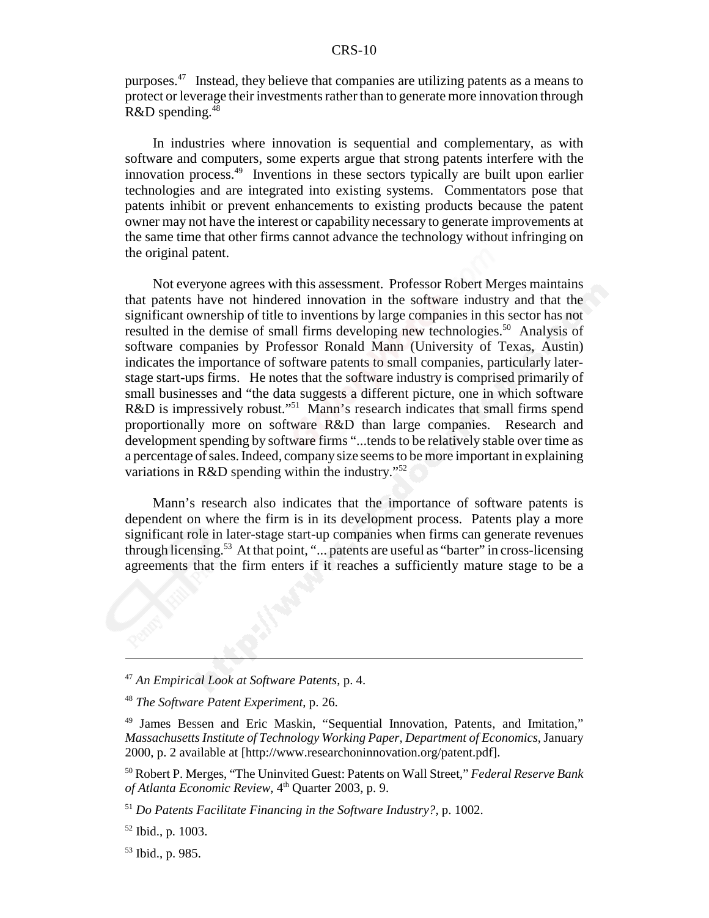purposes.[47] Instead, they believe that companies are utilizing patents as a means to protect or leverage their investments rather than to generate more innovation through R&D spending.[48]

In industries where innovation is sequential and complementary, as with software and computers, some experts argue that strong patents interfere with the innovation process.[49] Inventions in these sectors typically are built upon earlier technologies and are integrated into existing systems. Commentators pose that patents inhibit or prevent enhancements to existing products because the patent owner may not have the interest or capability necessary to generate improvements at the same time that other firms cannot advance the technology without infringing on the original patent.

Not everyone agrees with this assessment. Professor Robert Merges maintains that patents have not hindered innovation in the software industry and that the significant ownership of title to inventions by large companies in this sector has not resulted in the demise of small firms developing new technologies.[50] Analysis of software companies by Professor Ronald Mann (University of Texas, Austin) indicates the importance of software patents to small companies, particularly later-stage start-ups firms. He notes that the software industry is comprised primarily of small businesses and "the data suggests a different picture, one in which software R&D is impressively robust."[51] Mann's research indicates that small firms spend proportionally more on software R&D than large companies. Research and development spending by software firms "...tends to be relatively stable over time as a percentage of sales. Indeed, company size seems to be more important in explaining variations in R&D spending within the industry."[52]

Mann's research also indicates that the importance of software patents is dependent on where the firm is in its development process. Patents play a more significant role in later-stage start-up companies when firms can generate revenues through licensing.[53] At that point, "... patents are useful as "barter" in cross-licensing agreements that the firm enters if it reaches a sufficiently mature stage to be a

---

[47] *An Empirical Look at Software Patents*, p. 4.

[48] *The Software Patent Experiment*, p. 26.

[49] James Bessen and Eric Maskin, "Sequential Innovation, Patents, and Imitation," *Massachusetts Institute of Technology Working Paper, Department of Economics*, January 2000, p. 2 available at [http://www.researchoninnovation.org/patent.pdf].

[50] Robert P. Merges, "The Uninvited Guest: Patents on Wall Street," *Federal Reserve Bank of Atlanta Economic Review*, 4th Quarter 2003, p. 9.

[51] *Do Patents Facilitate Financing in the Software Industry?*, p. 1002.

[52] Ibid., p. 1003.

[53] Ibid., p. 985.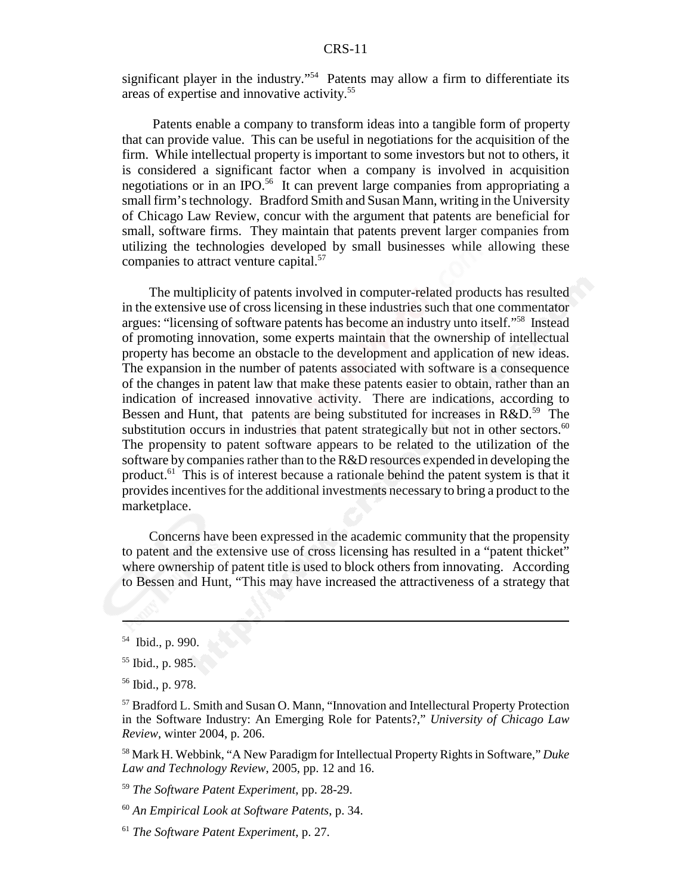significant player in the industry."[54] Patents may allow a firm to differentiate its areas of expertise and innovative activity.[55]

Patents enable a company to transform ideas into a tangible form of property that can provide value. This can be useful in negotiations for the acquisition of the firm. While intellectual property is important to some investors but not to others, it is considered a significant factor when a company is involved in acquisition negotiations or in an IPO.[56] It can prevent large companies from appropriating a small firm's technology. Bradford Smith and Susan Mann, writing in the University of Chicago Law Review, concur with the argument that patents are beneficial for small, software firms. They maintain that patents prevent larger companies from utilizing the technologies developed by small businesses while allowing these companies to attract venture capital.[57]

The multiplicity of patents involved in computer-related products has resulted in the extensive use of cross licensing in these industries such that one commentator argues: "licensing of software patents has become an industry unto itself."[58] Instead of promoting innovation, some experts maintain that the ownership of intellectual property has become an obstacle to the development and application of new ideas. The expansion in the number of patents associated with software is a consequence of the changes in patent law that make these patents easier to obtain, rather than an indication of increased innovative activity. There are indications, according to Bessen and Hunt, that patents are being substituted for increases in R&D.[59] The substitution occurs in industries that patent strategically but not in other sectors.[60] The propensity to patent software appears to be related to the utilization of the software by companies rather than to the R&D resources expended in developing the product.[61] This is of interest because a rationale behind the patent system is that it provides incentives for the additional investments necessary to bring a product to the marketplace.

Concerns have been expressed in the academic community that the propensity to patent and the extensive use of cross licensing has resulted in a "patent thicket" where ownership of patent title is used to block others from innovating. According to Bessen and Hunt, "This may have increased the attractiveness of a strategy that

---

[54] Ibid., p. 990.

[55] Ibid., p. 985.

[56] Ibid., p. 978.

[57] Bradford L. Smith and Susan O. Mann, "Innovation and Intellectural Property Protection in the Software Industry: An Emerging Role for Patents?," *University of Chicago Law Review*, winter 2004, p. 206.

[58] Mark H. Webbink, "A New Paradigm for Intellectual Property Rights in Software," *Duke Law and Technology Review*, 2005, pp. 12 and 16.

[59] *The Software Patent Experiment*, pp. 28-29.

[60] *An Empirical Look at Software Patents*, p. 34.

[61] *The Software Patent Experiment*, p. 27.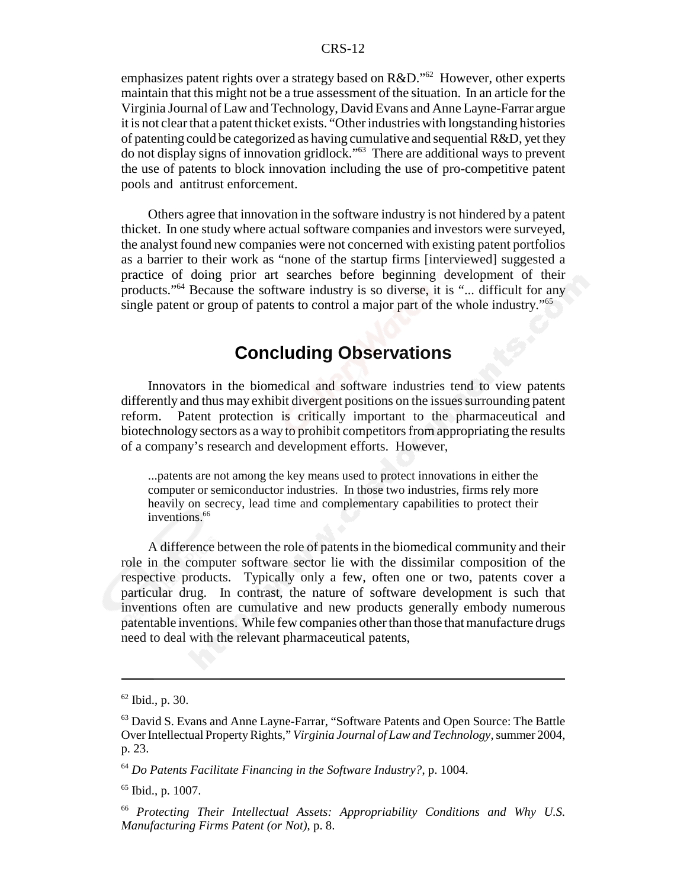emphasizes patent rights over a strategy based on R&D."[62] However, other experts maintain that this might not be a true assessment of the situation. In an article for the Virginia Journal of Law and Technology, David Evans and Anne Layne-Farrar argue it is not clear that a patent thicket exists. "Other industries with longstanding histories of patenting could be categorized as having cumulative and sequential R&D, yet they do not display signs of innovation gridlock."[63] There are additional ways to prevent the use of patents to block innovation including the use of pro-competitive patent pools and antitrust enforcement.

Others agree that innovation in the software industry is not hindered by a patent thicket. In one study where actual software companies and investors were surveyed, the analyst found new companies were not concerned with existing patent portfolios as a barrier to their work as "none of the startup firms [interviewed] suggested a practice of doing prior art searches before beginning development of their products."[64] Because the software industry is so diverse, it is "... difficult for any single patent or group of patents to control a major part of the whole industry."[65]

## Concluding Observations

Innovators in the biomedical and software industries tend to view patents differently and thus may exhibit divergent positions on the issues surrounding patent reform. Patent protection is critically important to the pharmaceutical and biotechnology sectors as a way to prohibit competitors from appropriating the results of a company's research and development efforts. However,

> ...patents are not among the key means used to protect innovations in either the computer or semiconductor industries. In those two industries, firms rely more heavily on secrecy, lead time and complementary capabilities to protect their inventions.[66]

A difference between the role of patents in the biomedical community and their role in the computer software sector lie with the dissimilar composition of the respective products. Typically only a few, often one or two, patents cover a particular drug. In contrast, the nature of software development is such that inventions often are cumulative and new products generally embody numerous patentable inventions. While few companies other than those that manufacture drugs need to deal with the relevant pharmaceutical patents,

---

[62] Ibid., p. 30.

[63] David S. Evans and Anne Layne-Farrar, "Software Patents and Open Source: The Battle Over Intellectual Property Rights," *Virginia Journal of Law and Technology*, summer 2004, p. 23.

[64] *Do Patents Facilitate Financing in the Software Industry?*, p. 1004.

[65] Ibid., p. 1007.

[66] *Protecting Their Intellectual Assets: Appropriability Conditions and Why U.S. Manufacturing Firms Patent (or Not)*, p. 8.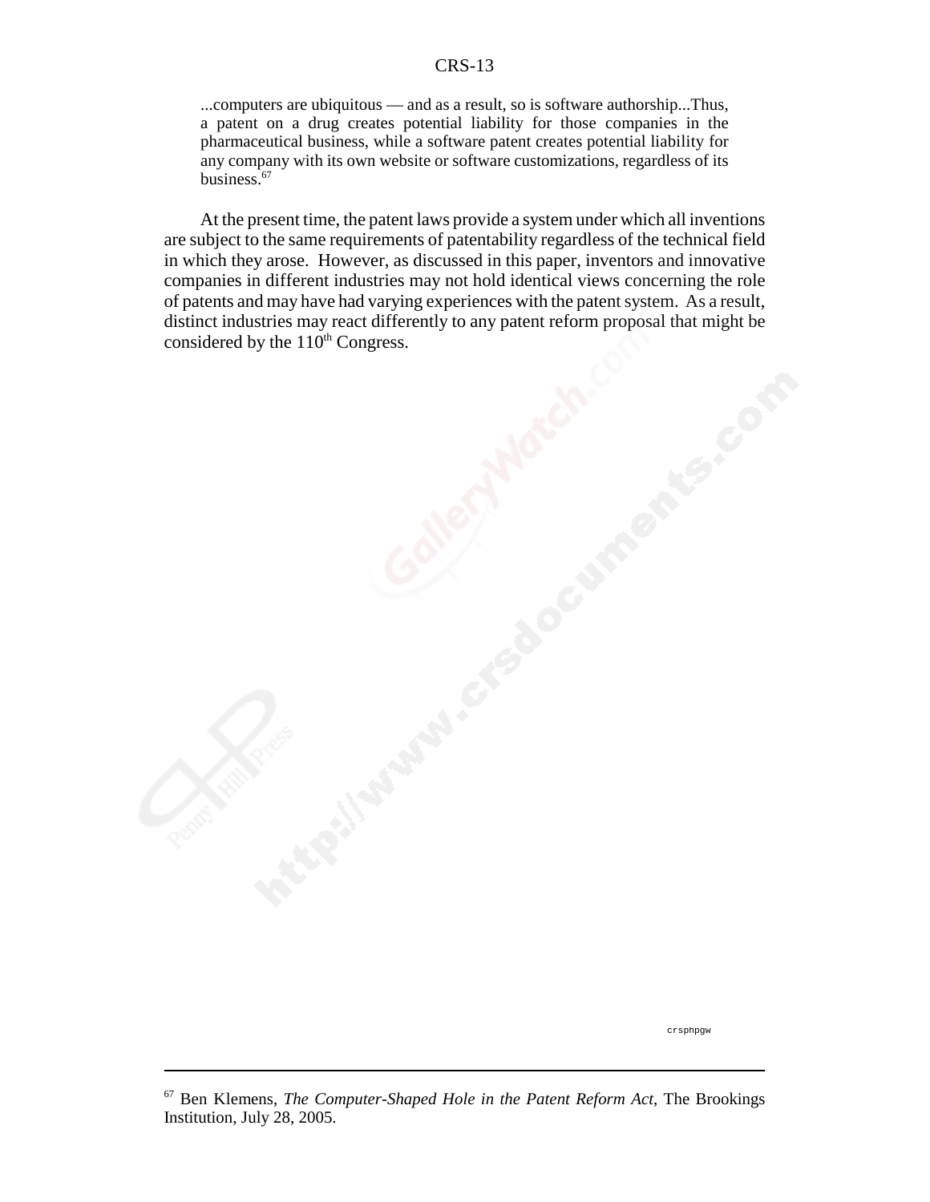> ...computers are ubiquitous — and as a result, so is software authorship...Thus, a patent on a drug creates potential liability for those companies in the pharmaceutical business, while a software patent creates potential liability for any company with its own website or software customizations, regardless of its business.[67]

At the present time, the patent laws provide a system under which all inventions are subject to the same requirements of patentability regardless of the technical field in which they arose. However, as discussed in this paper, inventors and innovative companies in different industries may not hold identical views concerning the role of patents and may have had varying experiences with the patent system. As a result, distinct industries may react differently to any patent reform proposal that might be considered by the 110th Congress.

[67] Ben Klemens, *The Computer-Shaped Hole in the Patent Reform Act*, The Brookings Institution, July 28, 2005.